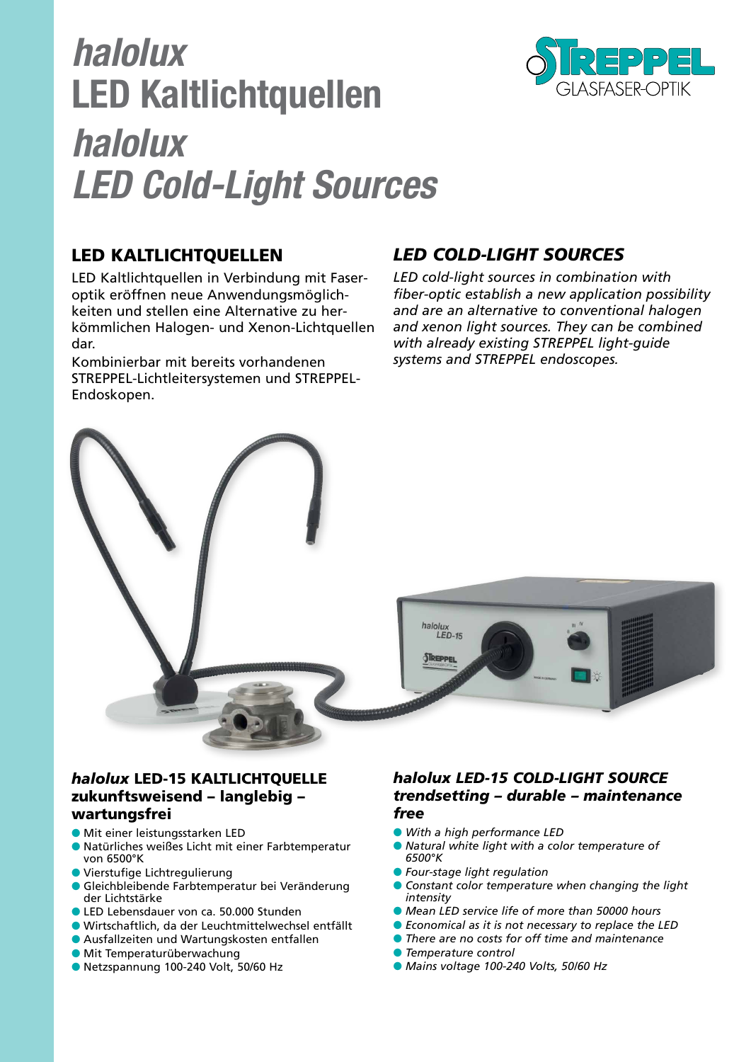# *halolux* LED Kaltlichtquellen *halolux* *LED Cold-Light Sources*

STREPPEL GLASFASER-OPTIK

## LED KALTLICHTQUELLEN

LED Kaltlichtquellen in Verbindung mit Faseroptik eröffnen neue Anwendungsmöglichkeiten und stellen eine Alternative zu herkömmlichen Halogen- und Xenon-Lichtquellen dar.

Kombinierbar mit bereits vorhandenen STREPPEL-Lichtleitersystemen und STREPPEL-Endoskopen.

## *LED COLD-LIGHT SOURCES*

*LED cold-light sources in combination with fiber-optic establish a new application possibility and are an alternative to conventional halogen and xenon light sources. They can be combined with already existing STREPPEL light-guide systems and STREPPEL endoscopes.*

### *halolux* LED-15 KALTLICHTQUELLE zukunftsweisend – langlebig – wartungsfrei

- Mit einer leistungsstarken LED
- Natürliches weißes Licht mit einer Farbtemperatur von 6500°K
- Vierstufige Lichtregulierung
- Gleichbleibende Farbtemperatur bei Veränderung der Lichtstärke
- LED Lebensdauer von ca. 50.000 Stunden
- Wirtschaftlich, da der Leuchtmittelwechsel entfällt
- Ausfallzeiten und Wartungskosten entfallen
- Mit Temperaturüberwachung
- Netzspannung 100-240 Volt, 50/60 Hz

### *halolux LED-15 COLD-LIGHT SOURCE trendsetting – durable – maintenance free*

- *With a high performance LED*
- *Natural white light with a color temperature of 6500°K*
- *Four-stage light regulation*
- *Constant color temperature when changing the light intensity*
- *Mean LED service life of more than 50000 hours*
- *Economical as it is not necessary to replace the LED*
- *There are no costs for off time and maintenance*
- *Temperature control*
- *Mains voltage 100-240 Volts, 50/60 Hz*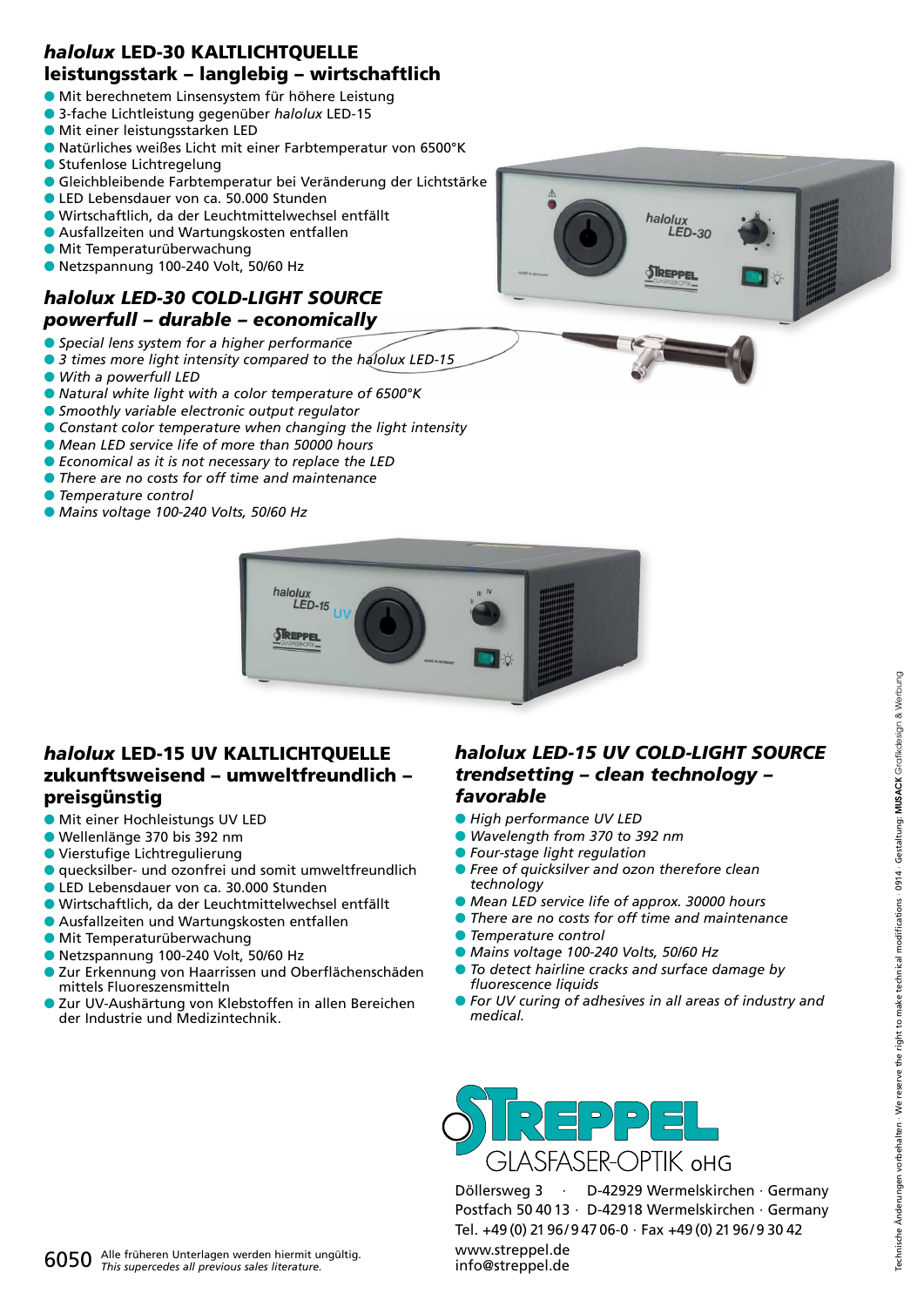## *halolux* LED-30 KALTLICHTQUELLE
## leistungsstark – langlebig – wirtschaftlich

- Mit berechnetem Linsensystem für höhere Leistung
- 3-fache Lichtleistung gegenüber *halolux* LED-15
- Mit einer leistungsstarken LED
- Natürliches weißes Licht mit einer Farbtemperatur von 6500°K
- Stufenlose Lichtregelung
- Gleichbleibende Farbtemperatur bei Veränderung der Lichtstärke
- LED Lebensdauer von ca. 50.000 Stunden
- Wirtschaftlich, da der Leuchtmittelwechsel entfällt
- Ausfallzeiten und Wartungskosten entfallen
- Mit Temperaturüberwachung
- Netzspannung 100-240 Volt, 50/60 Hz

## *halolux LED-30 COLD-LIGHT SOURCE*
## *powerfull – durable – economically*

- *Special lens system for a higher performance*
- *3 times more light intensity compared to the halolux LED-15*
- *With a powerfull LED*
- *Natural white light with a color temperature of 6500°K*
- *Smoothly variable electronic output regulator*
- *Constant color temperature when changing the light intensity*
- *Mean LED service life of more than 50000 hours*
- *Economical as it is not necessary to replace the LED*
- *There are no costs for off time and maintenance*
- *Temperature control*
- *Mains voltage 100-240 Volt, 50/60 Hz*

## *halolux* LED-15 UV KALTLICHTQUELLE
## zukunftsweisend – umweltfreundlich – preisgünstig

- Mit einer Hochleistungs UV LED
- Wellenlänge 370 bis 392 nm
- Vierstufige Lichtregulierung
- quecksilber- und ozonfrei und somit umweltfreundlich
- LED Lebensdauer von ca. 30.000 Stunden
- Wirtschaftlich, da der Leuchtmittelwechsel entfällt
- Ausfallzeiten und Wartungskosten entfallen
- Mit Temperaturüberwachung
- Netzspannung 100-240 Volt, 50/60 Hz
- Zur Erkennung von Haarrissen und Oberflächenschäden mittels Fluoreszenzmitteln
- Zur UV-Aushärtung von Klebstoffen in allen Bereichen der Industrie und Medizintechnik.

## *halolux LED-15 UV COLD-LIGHT SOURCE*
## *trendsetting – clean technology – favorable*

- *High performance UV LED*
- *Wavelength from 370 to 392 nm*
- *Four-stage light regulation*
- *Free of quicksilver and ozon therefore clean technology*
- *Mean LED service life of approx. 30000 hours*
- *There are no costs for off time and maintenance*
- *Temperature control*
- *Mains voltage 100-240 Volt, 50/60 Hz*
- *To detect hairline cracks and surface damage by fluorescence liquids*
- *For UV curing of adhesives in all areas of industry and medical.*

STREPPEL GLASFASER-OPTIK oHG

Döllersweg 3 · D-42929 Wermelskirchen · Germany
Postfach 50 40 13 · D-42918 Wermelskirchen · Germany
Tel. +49 (0) 21 96/9 47 06-0 · Fax +49 (0) 21 96/9 30 42
www.streppel.de
info@streppel.de

6050 Alle früheren Unterlagen werden hiermit ungültig.
*This supercedes all previous sales literature.*

Technische Änderungen vorbehalten · We reserve the right to make technical modifications · 0914 · Gestaltung: **MUSACK** Grafikdesign & Werbung